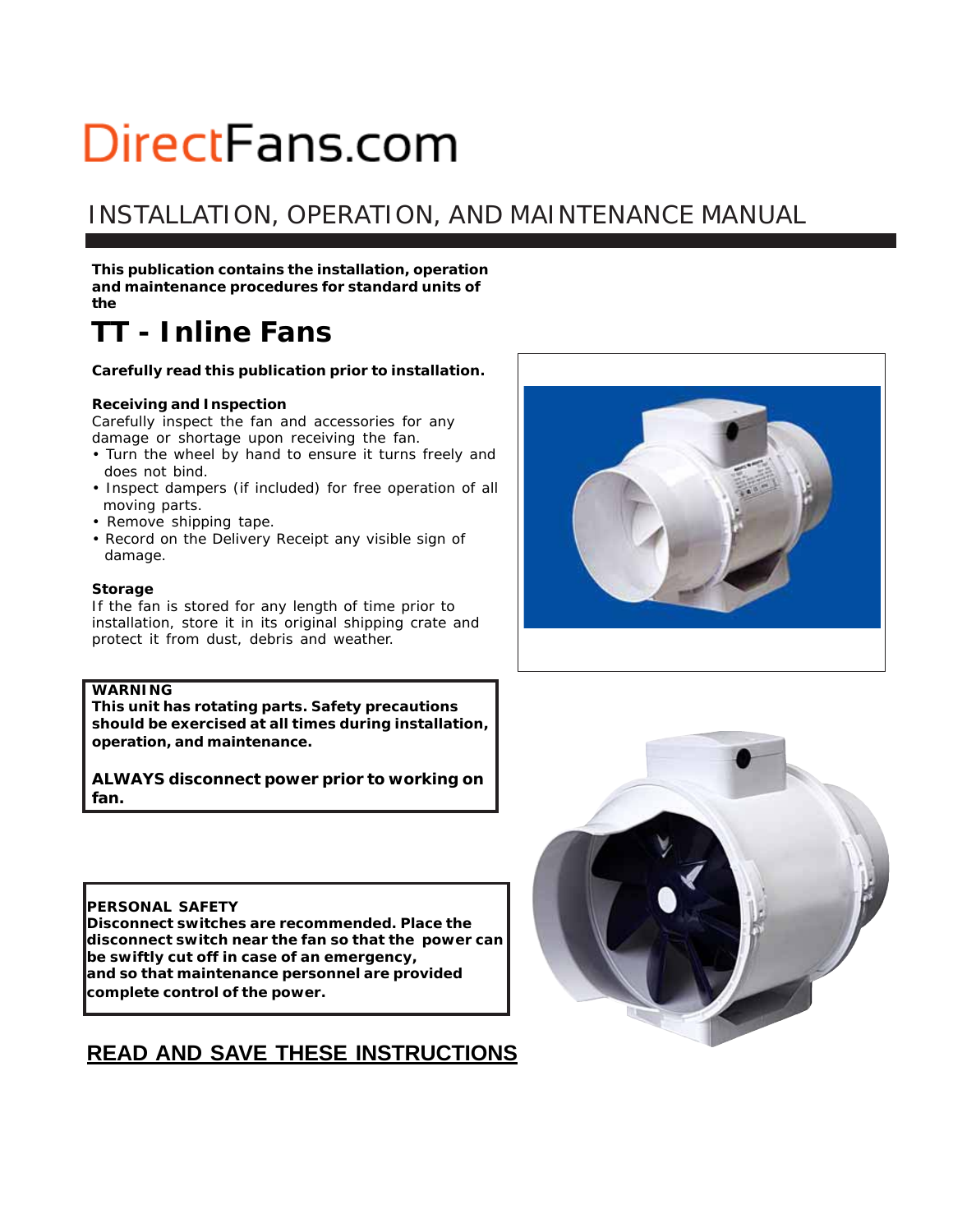# DirectFans.com

## INSTALLATION, OPERATION, AND MAINTENANCE MANUAL

**This publication contains the installation, operation and maintenance procedures for standard units of the**

# TT - Inline Fans

**Carefully read this publication prior to installation.**

### Receiving and Inspection

Carefully inspect the fan and accessories for any damage or shortage upon receiving the fan.

- Turn the wheel by hand to ensure it turns freely and does not bind.
- Inspect dampers (if included) for free operation of all moving parts.
- Remove shipping tape.
- Record on the Delivery Receipt any visible sign of damage.

### Storage

If the fan is stored for any length of time prior to installation, store it in its original shipping crate and protect it from dust, debris and weather.

**WARNING**

**This unit has rotating parts. Safety precautions should be exercised at all times during installation, operation, and maintenance.**

**ALWAYS disconnect power prior to working on fan.**

**PERSONAL SAFETY**

**Disconnect switches are recommended. Place the disconnect switch near the fan so that the power can be swiftly cut off in case of an emergency, and so that maintenance personnel are provided complete control of the power.**

**READ AND SAVE THESE INSTRUCTIONS**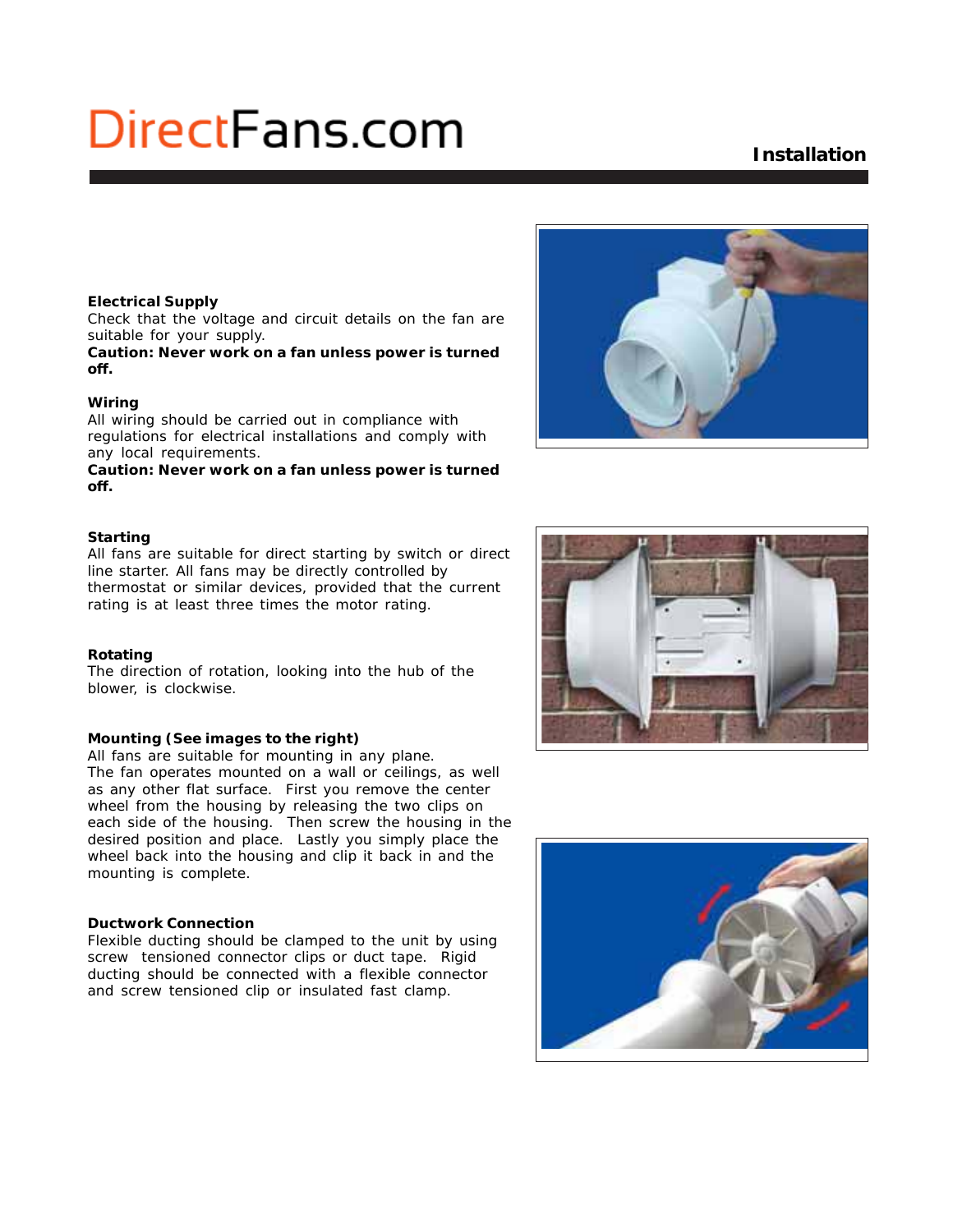# DirectFans.com

## Installation

**Electrical Supply**
Check that the voltage and circuit details on the fan are suitable for your supply.
**Caution: Never work on a fan unless power is turned off.**

**Wiring**
All wiring should be carried out in compliance with regulations for electrical installations and comply with any local requirements.
**Caution: Never work on a fan unless power is turned off.**

**Starting**
All fans are suitable for direct starting by switch or direct line starter. All fans may be directly controlled by thermostat or similar devices, provided that the current rating is at least three times the motor rating.

**Rotating**
The direction of rotation, looking into the hub of the blower, is clockwise.

**Mounting (See images to the right)**
All fans are suitable for mounting in any plane.
The fan operates mounted on a wall or ceilings, as well as any other flat surface. First you remove the center wheel from the housing by releasing the two clips on each side of the housing. Then screw the housing in the desired position and place. Lastly you simply place the wheel back into the housing and clip it back in and the mounting is complete.

**Ductwork Connection**
Flexible ducting should be clamped to the unit by using screw tensioned connector clips or duct tape. Rigid ducting should be connected with a flexible connector and screw tensioned clip or insulated fast clamp.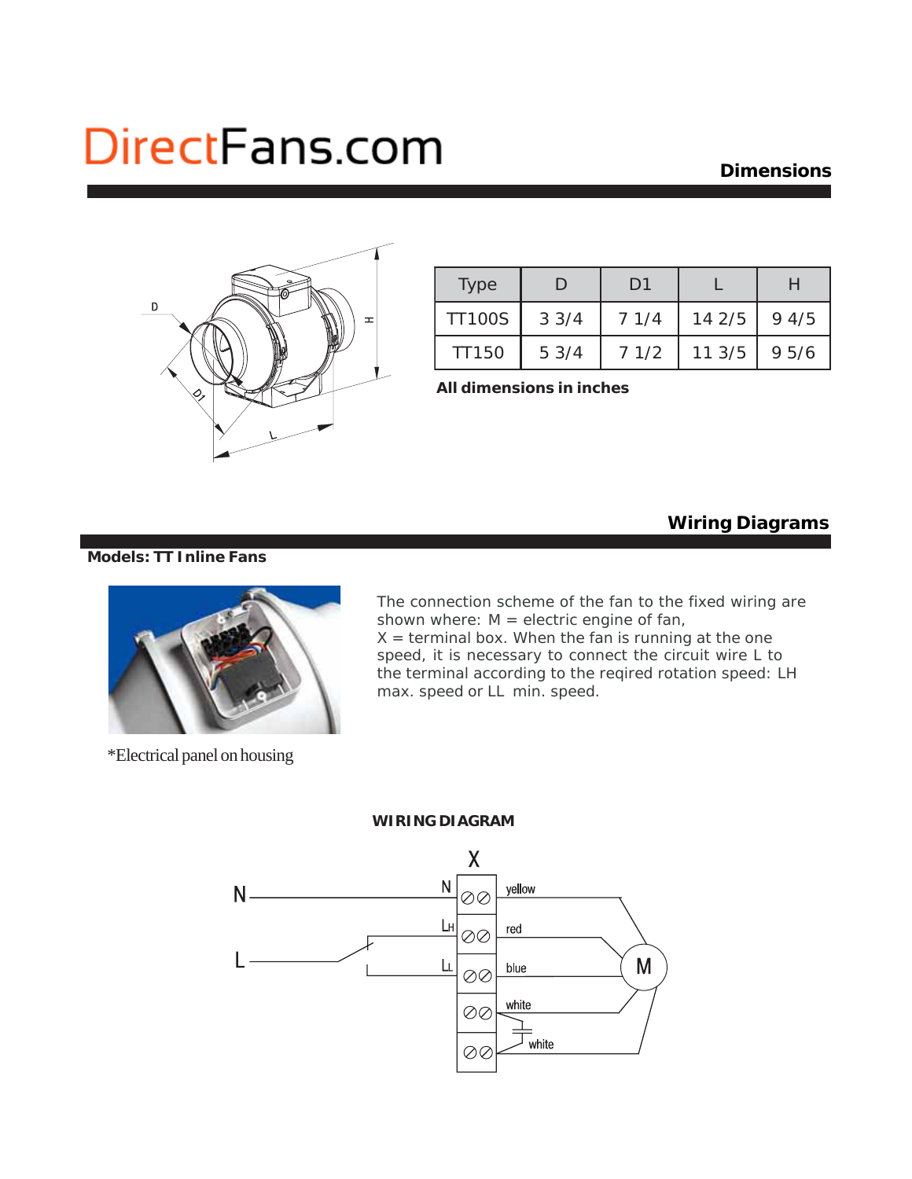# DirectFans.com

## Dimensions

| Type | D | D1 | L | H |
|---|---|---|---|---|
| TT100S | 3 3/4 | 7 1/4 | 14 2/5 | 9 4/5 |
| TT150 | 5 3/4 | 7 1/2 | 11 3/5 | 9 5/6 |

**All dimensions in inches**

## Wiring Diagrams

**Models: TT Inline Fans**

The connection scheme of the fan to the fixed wiring are shown where: M = electric engine of fan, X = terminal box. When the fan is running at the one speed, it is necessary to connect the circuit wire L to the terminal according to the reqired rotation speed: LH max. speed or LL min. speed.

*Electrical panel on housing

**WIRING DIAGRAM**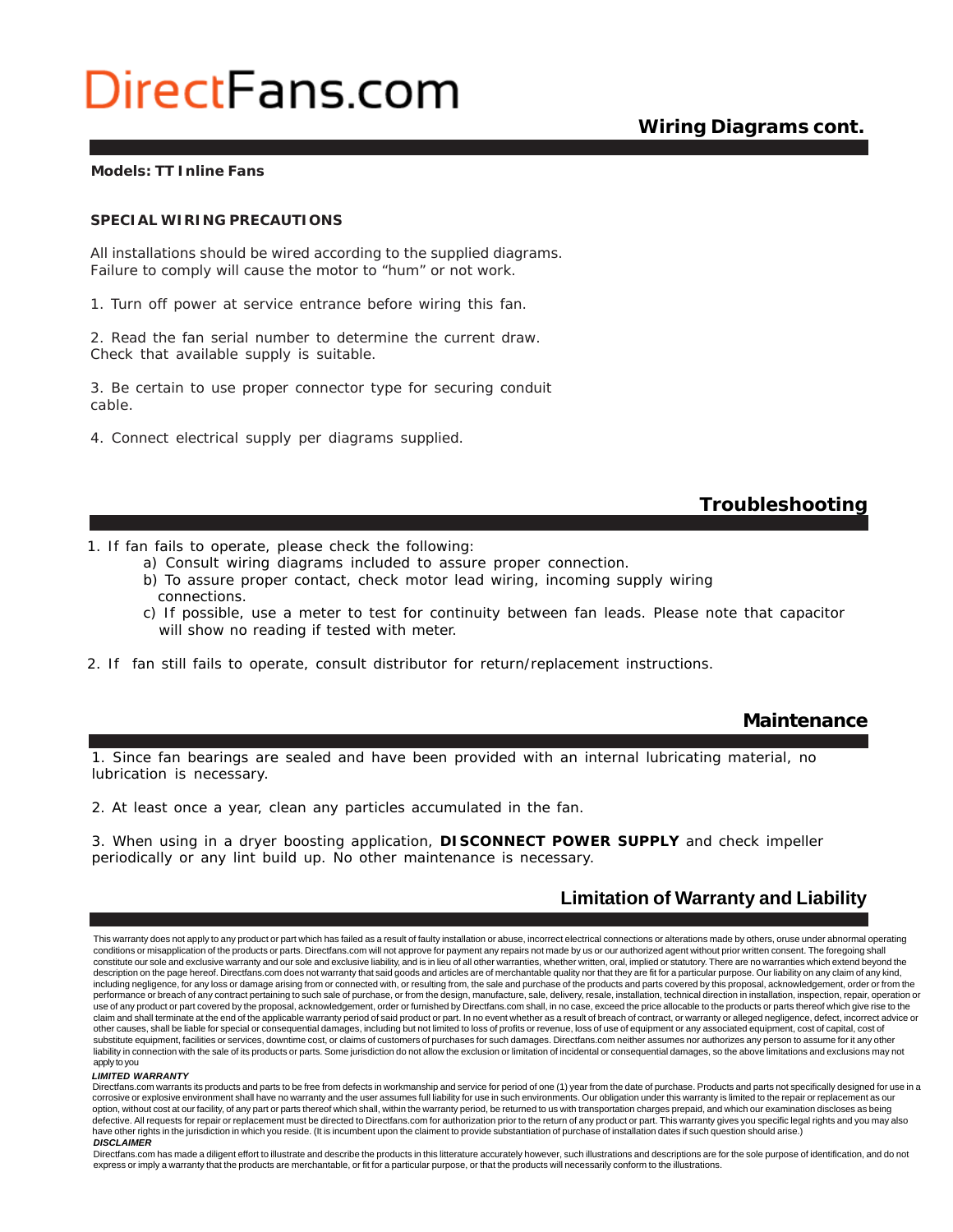# DirectFans.com

## Wiring Diagrams cont.

**Models: TT Inline Fans**

**SPECIAL WIRING PRECAUTIONS**

All installations should be wired according to the supplied diagrams.
Failure to comply will cause the motor to “hum” or not work.

1. Turn off power at service entrance before wiring this fan.

2. Read the fan serial number to determine the current draw.
Check that available supply is suitable.

3. Be certain to use proper connector type for securing conduit cable.

4. Connect electrical supply per diagrams supplied.

## Troubleshooting

1. If fan fails to operate, please check the following:
   - a) Consult wiring diagrams included to assure proper connection.
   - b) To assure proper contact, check motor lead wiring, incoming supply wiring connections.
   - c) If possible, use a meter to test for continuity between fan leads. Please note that capacitor will show no reading if tested with meter.

2. If fan still fails to operate, consult distributor for return/replacement instructions.

## Maintenance

1. Since fan bearings are sealed and have been provided with an internal lubricating material, no lubrication is necessary.

2. At least once a year, clean any particles accumulated in the fan.

3. When using in a dryer boosting application, **DISCONNECT POWER SUPPLY** and check impeller periodically or any lint build up. No other maintenance is necessary.

## Limitation of Warranty and Liability

This warranty does not apply to any product or part which has failed as a result of faulty installation or abuse, incorrect electrical connections or alterations made by others, oruse under abnormal operating conditions or misapplication of the products or parts. Directfans.com will not approve for payment any repairs not made by us or our authorized agent without prior written consent. The foregoing shall constitute our sole and exclusive warranty and our sole and exclusive liability, and is in lieu of all other warranties, whether written, oral, implied or statutory. There are no warranties which extend beyond the description on the page hereof. Directfans.com does not warranty that said goods and articles are of merchantable quality nor that they are fit for a particular purpose. Our liability on any claim of any kind, including negligence, for any loss or damage arising from or connected with, or resulting from, the sale and purchase of the products and parts covered by this proposal, acknowledgement, order or from the performance or breach of any contract pertaining to such sale of purchase, or from the design, manufacture, sale, delivery, resale, installation, technical direction in installation, inspection, repair, operation or use of any product or part covered by the proposal, acknowledgement, order or furnished by Directfans.com shall, in no case, exceed the price allocable to the products or parts thereof which give rise to the claim and shall terminate at the end of the applicable warranty period of said product or part. In no event whether as a result of breach of contract, or warranty or alleged negligence, defect, incorrect advice or other causes, shall be liable for special or consequential damages, including but not limited to loss of profits or revenue, loss of use of equipment or any associated equipment, cost of capital, cost of substitute equipment, facilities or services, downtime cost, or claims of customers of purchases for such damages. Directfans.com neither assumes nor authorizes any person to assume for it any other liability in connection with the sale of its products or parts. Some jurisdiction do not allow the exclusion or limitation of incidental or consequential damages, so the above limitations and exclusions may not apply to you

***LIMITED WARRANTY***

Directfans.com warrants its products and parts to be free from defects in workmanship and service for period of one (1) year from the date of purchase. Products and parts not specifically designed for use in a corrosive or explosive environment shall have no warranty and the user assumes full liability for use in such environments. Our obligation under this warranty is limited to the repair or replacement as our option, without cost at our facility, of any part or parts thereof which shall, within the warranty period, be returned to us with transportation charges prepaid, and which our examination discloses as being defective. All requests for repair or replacement must be directed to Directfans.com for authorization prior to the return of any product or part. This warranty gives you specific legal rights and you may also have other rights in the jurisdiction in which you reside. (It is incumbent upon the claiment to provide substantiation of purchase of installation dates if such question should arise.)

***DISCLAIMER***

Directfans.com has made a diligent effort to illustrate and describe the products in this litterature accurately however, such illustrations and descriptions are for the sole purpose of identification, and do not express or imply a warranty that the products are merchantable, or fit for a particular purpose, or that the products will necessarily conform to the illustrations.